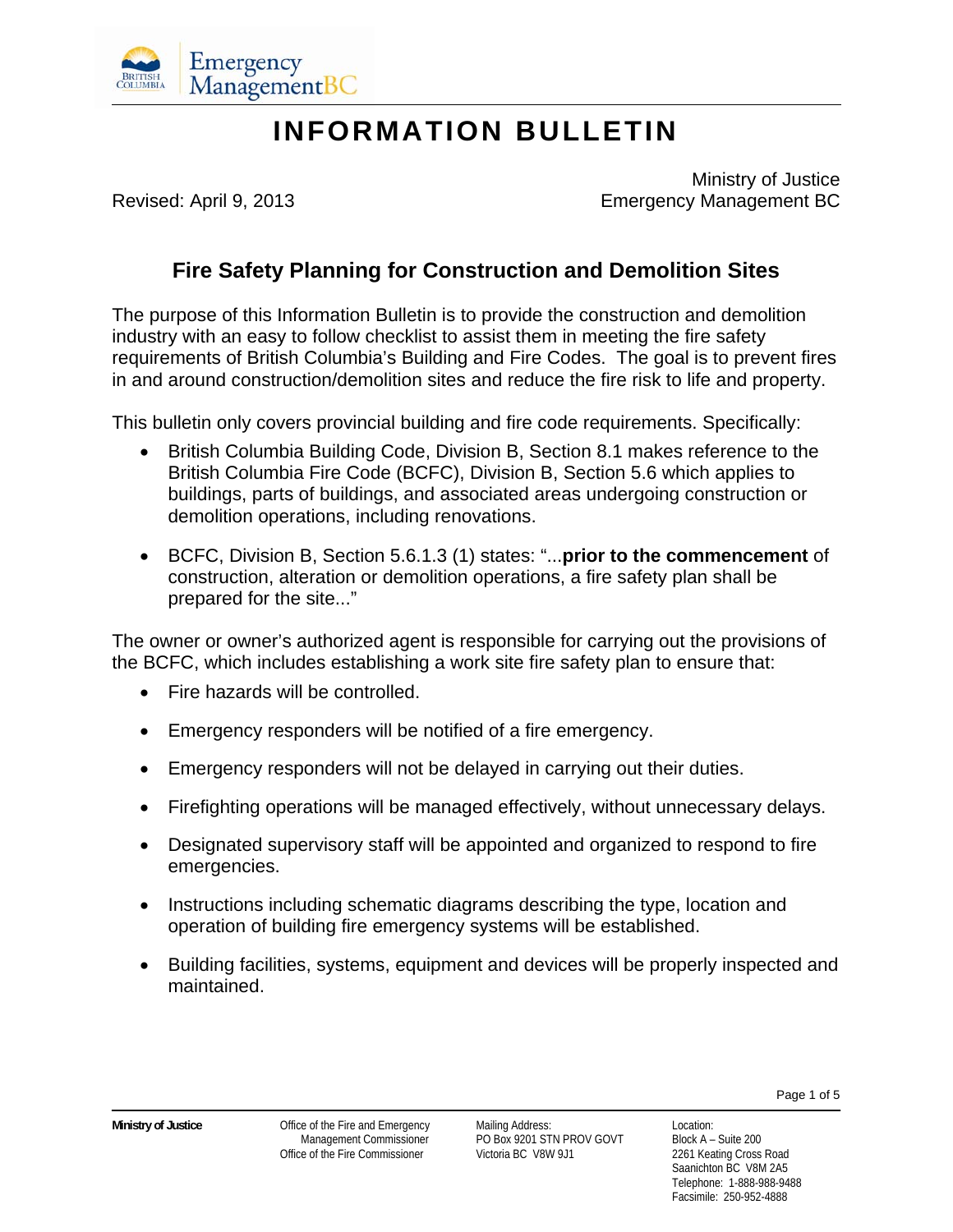Emergency Management BC

# INFORMATION BULLETIN

Revised: April 9, 2013

Ministry of Justice
Emergency Management BC

## Fire Safety Planning for Construction and Demolition Sites

The purpose of this Information Bulletin is to provide the construction and demolition industry with an easy to follow checklist to assist them in meeting the fire safety requirements of British Columbia's Building and Fire Codes. The goal is to prevent fires in and around construction/demolition sites and reduce the fire risk to life and property.

This bulletin only covers provincial building and fire code requirements. Specifically:

- British Columbia Building Code, Division B, Section 8.1 makes reference to the British Columbia Fire Code (BCFC), Division B, Section 5.6 which applies to buildings, parts of buildings, and associated areas undergoing construction or demolition operations, including renovations.
- BCFC, Division B, Section 5.6.1.3 (1) states: "...**prior to the commencement** of construction, alteration or demolition operations, a fire safety plan shall be prepared for the site..."

The owner or owner's authorized agent is responsible for carrying out the provisions of the BCFC, which includes establishing a work site fire safety plan to ensure that:

- Fire hazards will be controlled.
- Emergency responders will be notified of a fire emergency.
- Emergency responders will not be delayed in carrying out their duties.
- Firefighting operations will be managed effectively, without unnecessary delays.
- Designated supervisory staff will be appointed and organized to respond to fire emergencies.
- Instructions including schematic diagrams describing the type, location and operation of building fire emergency systems will be established.
- Building facilities, systems, equipment and devices will be properly inspected and maintained.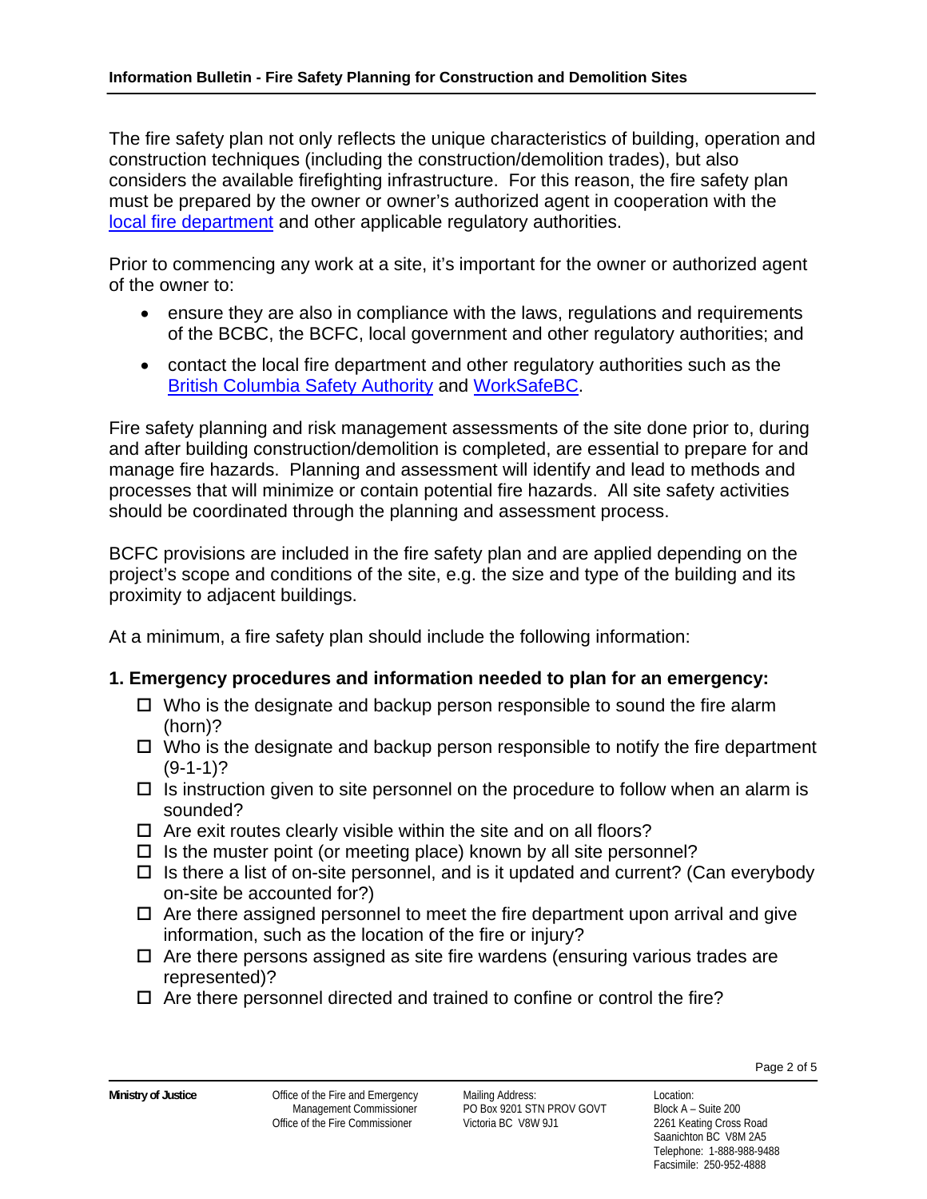The fire safety plan not only reflects the unique characteristics of building, operation and construction techniques (including the construction/demolition trades), but also considers the available firefighting infrastructure. For this reason, the fire safety plan must be prepared by the owner or owner's authorized agent in cooperation with the local fire department and other applicable regulatory authorities.

Prior to commencing any work at a site, it's important for the owner or authorized agent of the owner to:

- ensure they are also in compliance with the laws, regulations and requirements of the BCBC, the BCFC, local government and other regulatory authorities; and
- contact the local fire department and other regulatory authorities such as the British Columbia Safety Authority and WorkSafeBC.

Fire safety planning and risk management assessments of the site done prior to, during and after building construction/demolition is completed, are essential to prepare for and manage fire hazards. Planning and assessment will identify and lead to methods and processes that will minimize or contain potential fire hazards. All site safety activities should be coordinated through the planning and assessment process.

BCFC provisions are included in the fire safety plan and are applied depending on the project's scope and conditions of the site, e.g. the size and type of the building and its proximity to adjacent buildings.

At a minimum, a fire safety plan should include the following information:

### 1. Emergency procedures and information needed to plan for an emergency:

- ☐ Who is the designate and backup person responsible to sound the fire alarm (horn)?
- ☐ Who is the designate and backup person responsible to notify the fire department (9-1-1)?
- ☐ Is instruction given to site personnel on the procedure to follow when an alarm is sounded?
- ☐ Are exit routes clearly visible within the site and on all floors?
- ☐ Is the muster point (or meeting place) known by all site personnel?
- ☐ Is there a list of on-site personnel, and is it updated and current? (Can everybody on-site be accounted for?)
- ☐ Are there assigned personnel to meet the fire department upon arrival and give information, such as the location of the fire or injury?
- ☐ Are there persons assigned as site fire wardens (ensuring various trades are represented)?
- ☐ Are there personnel directed and trained to confine or control the fire?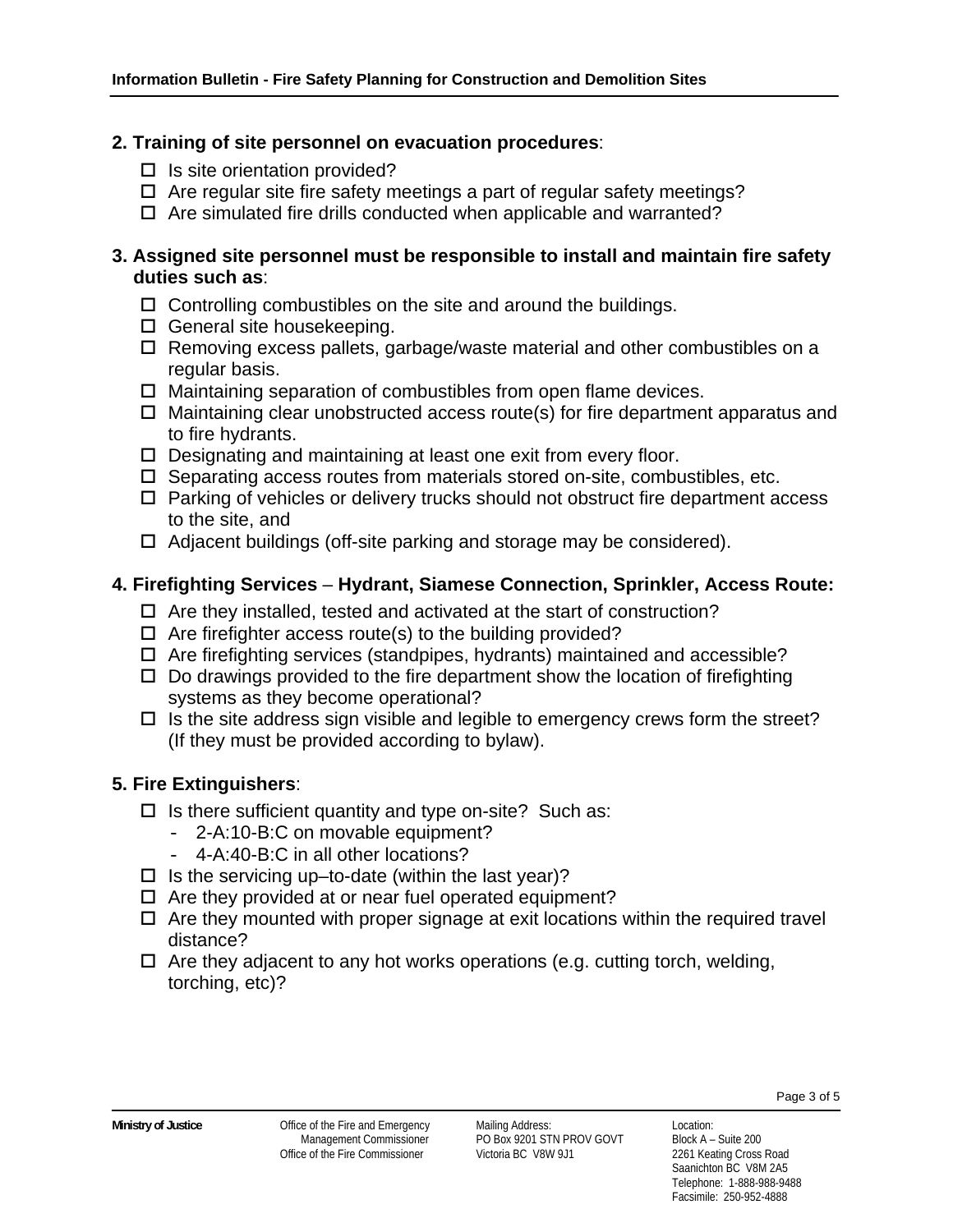**2. Training of site personnel on evacuation procedures**:

- ☐ Is site orientation provided?
- ☐ Are regular site fire safety meetings a part of regular safety meetings?
- ☐ Are simulated fire drills conducted when applicable and warranted?

**3. Assigned site personnel must be responsible to install and maintain fire safety duties such as**:

- ☐ Controlling combustibles on the site and around the buildings.
- ☐ General site housekeeping.
- ☐ Removing excess pallets, garbage/waste material and other combustibles on a regular basis.
- ☐ Maintaining separation of combustibles from open flame devices.
- ☐ Maintaining clear unobstructed access route(s) for fire department apparatus and to fire hydrants.
- ☐ Designating and maintaining at least one exit from every floor.
- ☐ Separating access routes from materials stored on-site, combustibles, etc.
- ☐ Parking of vehicles or delivery trucks should not obstruct fire department access to the site, and
- ☐ Adjacent buildings (off-site parking and storage may be considered).

**4. Firefighting Services** – **Hydrant, Siamese Connection, Sprinkler, Access Route:**

- ☐ Are they installed, tested and activated at the start of construction?
- ☐ Are firefighter access route(s) to the building provided?
- ☐ Are firefighting services (standpipes, hydrants) maintained and accessible?
- ☐ Do drawings provided to the fire department show the location of firefighting systems as they become operational?
- ☐ Is the site address sign visible and legible to emergency crews form the street? (If they must be provided according to bylaw).

**5. Fire Extinguishers**:

- ☐ Is there sufficient quantity and type on-site? Such as:
  - 2-A:10-B:C on movable equipment?
  - 4-A:40-B:C in all other locations?
- ☐ Is the servicing up–to-date (within the last year)?
- ☐ Are they provided at or near fuel operated equipment?
- ☐ Are they mounted with proper signage at exit locations within the required travel distance?
- ☐ Are they adjacent to any hot works operations (e.g. cutting torch, welding, torching, etc)?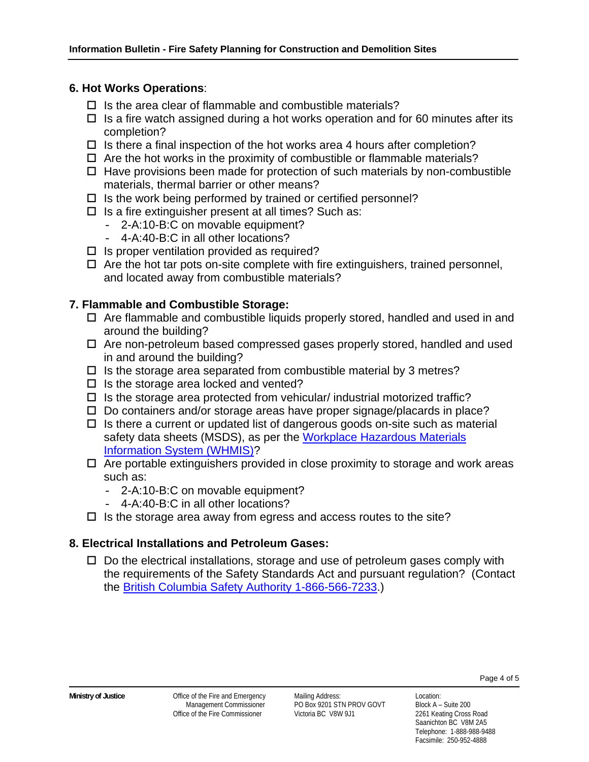## 6. Hot Works Operations:

- ☐ Is the area clear of flammable and combustible materials?
- ☐ Is a fire watch assigned during a hot works operation and for 60 minutes after its completion?
- ☐ Is there a final inspection of the hot works area 4 hours after completion?
- ☐ Are the hot works in the proximity of combustible or flammable materials?
- ☐ Have provisions been made for protection of such materials by non-combustible materials, thermal barrier or other means?
- ☐ Is the work being performed by trained or certified personnel?
- ☐ Is a fire extinguisher present at all times? Such as:
  - 2-A:10-B:C on movable equipment?
  - 4-A:40-B:C in all other locations?
- ☐ Is proper ventilation provided as required?
- ☐ Are the hot tar pots on-site complete with fire extinguishers, trained personnel, and located away from combustible materials?

## 7. Flammable and Combustible Storage:

- ☐ Are flammable and combustible liquids properly stored, handled and used in and around the building?
- ☐ Are non-petroleum based compressed gases properly stored, handled and used in and around the building?
- ☐ Is the storage area separated from combustible material by 3 metres?
- ☐ Is the storage area locked and vented?
- ☐ Is the storage area protected from vehicular/ industrial motorized traffic?
- ☐ Do containers and/or storage areas have proper signage/placards in place?
- ☐ Is there a current or updated list of dangerous goods on-site such as material safety data sheets (MSDS), as per the Workplace Hazardous Materials Information System (WHMIS)?
- ☐ Are portable extinguishers provided in close proximity to storage and work areas such as:
  - 2-A:10-B:C on movable equipment?
  - 4-A:40-B:C in all other locations?
- ☐ Is the storage area away from egress and access routes to the site?

## 8. Electrical Installations and Petroleum Gases:

- ☐ Do the electrical installations, storage and use of petroleum gases comply with the requirements of the Safety Standards Act and pursuant regulation? (Contact the British Columbia Safety Authority 1-866-566-7233.)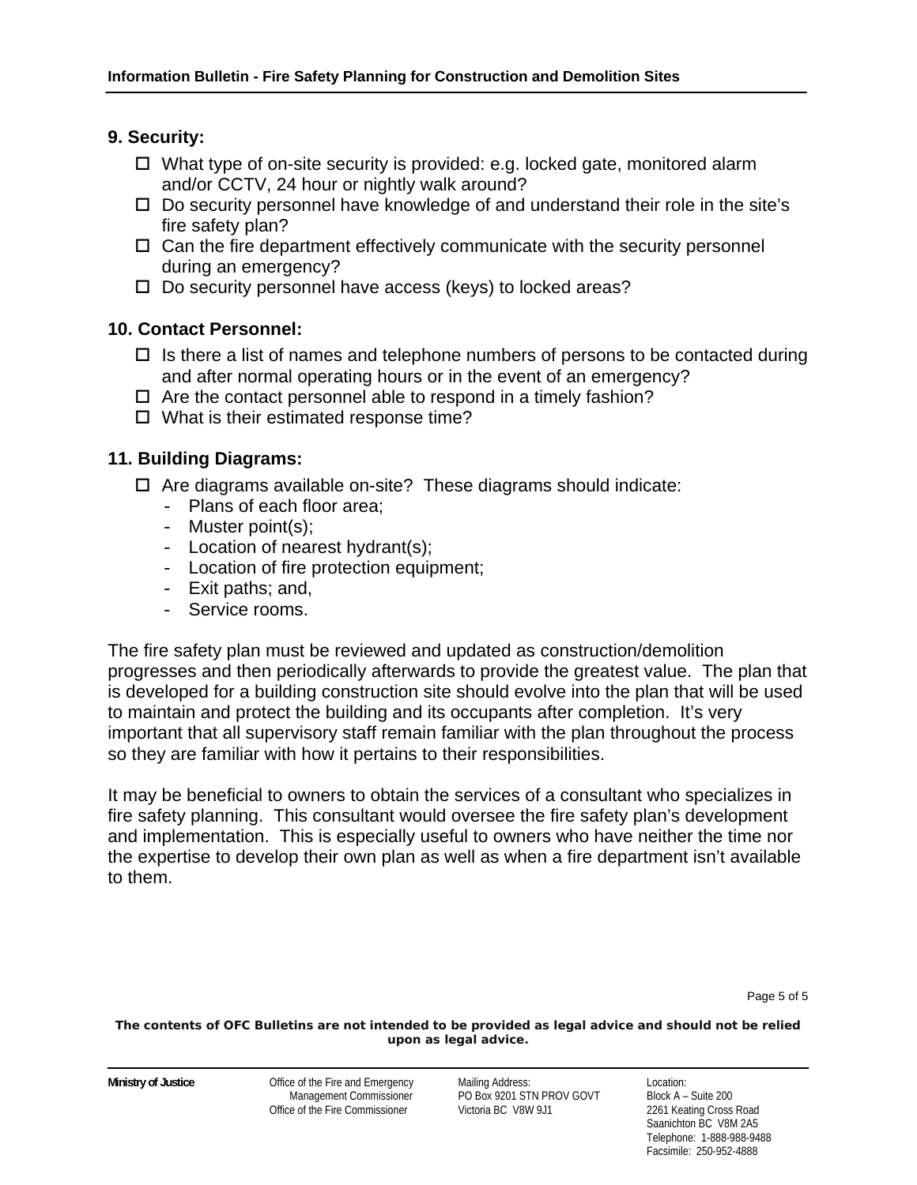## 9. Security:

- ☐ What type of on-site security is provided: e.g. locked gate, monitored alarm and/or CCTV, 24 hour or nightly walk around?
- ☐ Do security personnel have knowledge of and understand their role in the site's fire safety plan?
- ☐ Can the fire department effectively communicate with the security personnel during an emergency?
- ☐ Do security personnel have access (keys) to locked areas?

## 10. Contact Personnel:

- ☐ Is there a list of names and telephone numbers of persons to be contacted during and after normal operating hours or in the event of an emergency?
- ☐ Are the contact personnel able to respond in a timely fashion?
- ☐ What is their estimated response time?

## 11. Building Diagrams:

- ☐ Are diagrams available on-site? These diagrams should indicate:
  - Plans of each floor area;
  - Muster point(s);
  - Location of nearest hydrant(s);
  - Location of fire protection equipment;
  - Exit paths; and,
  - Service rooms.

The fire safety plan must be reviewed and updated as construction/demolition progresses and then periodically afterwards to provide the greatest value. The plan that is developed for a building construction site should evolve into the plan that will be used to maintain and protect the building and its occupants after completion. It's very important that all supervisory staff remain familiar with the plan throughout the process so they are familiar with how it pertains to their responsibilities.

It may be beneficial to owners to obtain the services of a consultant who specializes in fire safety planning. This consultant would oversee the fire safety plan's development and implementation. This is especially useful to owners who have neither the time nor the expertise to develop their own plan as well as when a fire department isn't available to them.

**The contents of OFC Bulletins are not intended to be provided as legal advice and should not be relied upon as legal advice.**

**Ministry of Justice**

Office of the Fire and Emergency Management Commissioner
Office of the Fire Commissioner

Mailing Address:
PO Box 9201 STN PROV GOVT
Victoria BC V8W 9J1

Location:
Block A – Suite 200
2261 Keating Cross Road
Saanichton BC V8M 2A5
Telephone: 1-888-988-9488
Facsimile: 250-952-4888